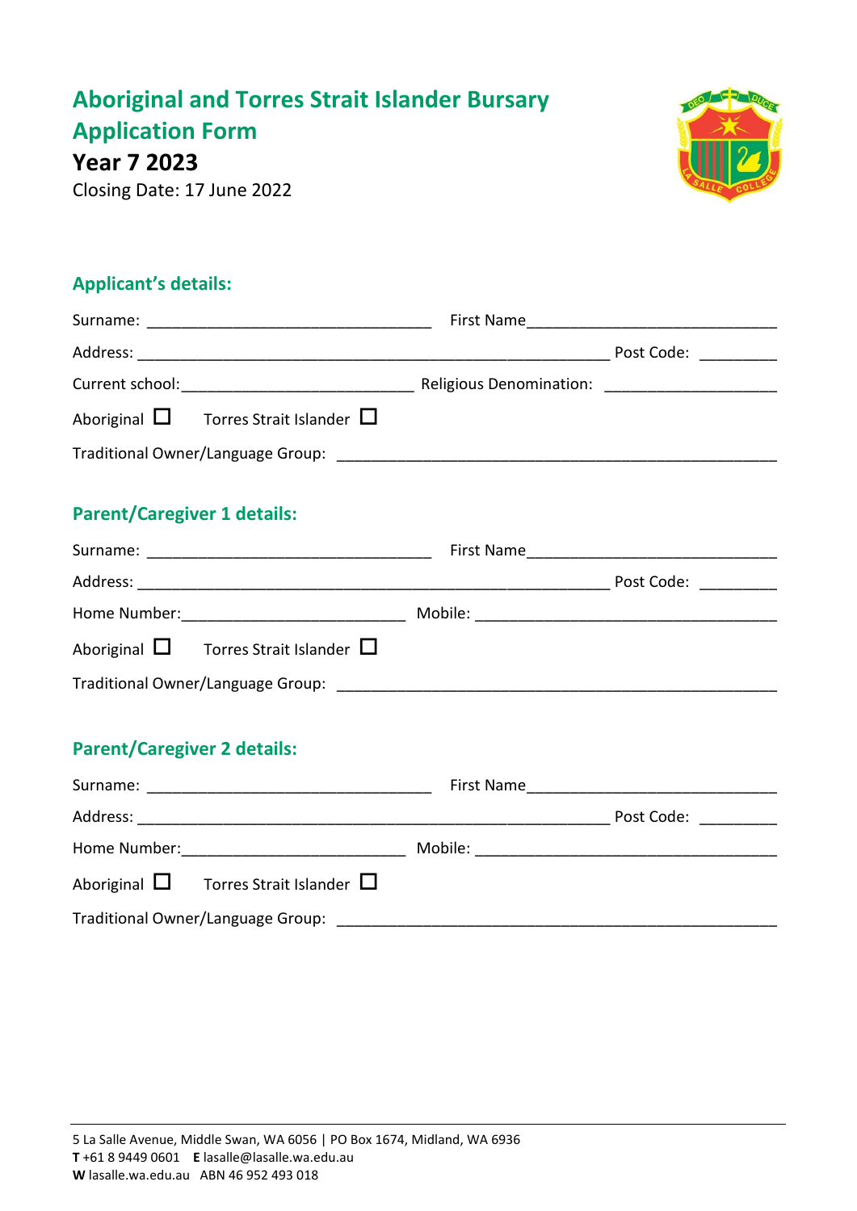# Aboriginal and Torres Strait Islander Bursary Application Form

**Year 7 2023**

Closing Date: 17 June 2022

## Applicant's details:

Surname: ________________________________ First Name____________________________

Address: ____________________________________________________ Post Code: ________

Current school:__________________________ Religious Denomination: ___________________

Aboriginal ☐ Torres Strait Islander ☐

Traditional Owner/Language Group: __________________________________________________

## Parent/Caregiver 1 details:

Surname: ________________________________ First Name____________________________

Address: ____________________________________________________ Post Code: ________

Home Number:_________________________ Mobile: __________________________________

Aboriginal ☐ Torres Strait Islander ☐

Traditional Owner/Language Group: __________________________________________________

## Parent/Caregiver 2 details:

Surname: ________________________________ First Name____________________________

Address: ____________________________________________________ Post Code: ________

Home Number:_________________________ Mobile: __________________________________

Aboriginal ☐ Torres Strait Islander ☐

Traditional Owner/Language Group: __________________________________________________

5 La Salle Avenue, Middle Swan, WA 6056 | PO Box 1674, Midland, WA 6936
**T** +61 8 9449 0601 **E** lasalle@lasalle.wa.edu.au
**W** lasalle.wa.edu.au ABN 46 952 493 018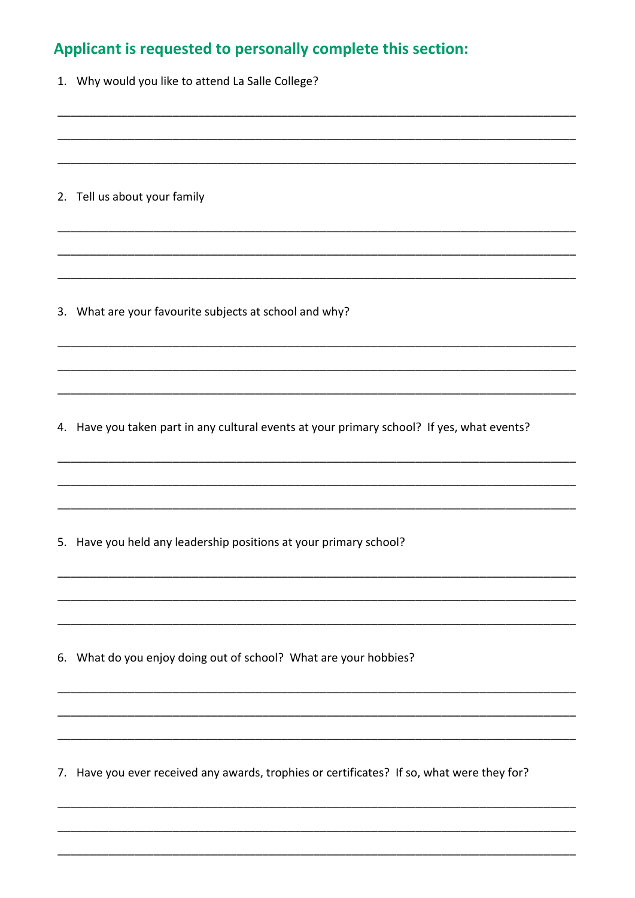## Applicant is requested to personally complete this section:

1. Why would you like to attend La Salle College?

___________________________________________________________________________

___________________________________________________________________________

___________________________________________________________________________

2. Tell us about your family

___________________________________________________________________________

___________________________________________________________________________

___________________________________________________________________________

3. What are your favourite subjects at school and why?

___________________________________________________________________________

___________________________________________________________________________

___________________________________________________________________________

4. Have you taken part in any cultural events at your primary school? If yes, what events?

___________________________________________________________________________

___________________________________________________________________________

___________________________________________________________________________

5. Have you held any leadership positions at your primary school?

___________________________________________________________________________

___________________________________________________________________________

___________________________________________________________________________

6. What do you enjoy doing out of school? What are your hobbies?

___________________________________________________________________________

___________________________________________________________________________

___________________________________________________________________________

7. Have you ever received any awards, trophies or certificates? If so, what were they for?

___________________________________________________________________________

___________________________________________________________________________

___________________________________________________________________________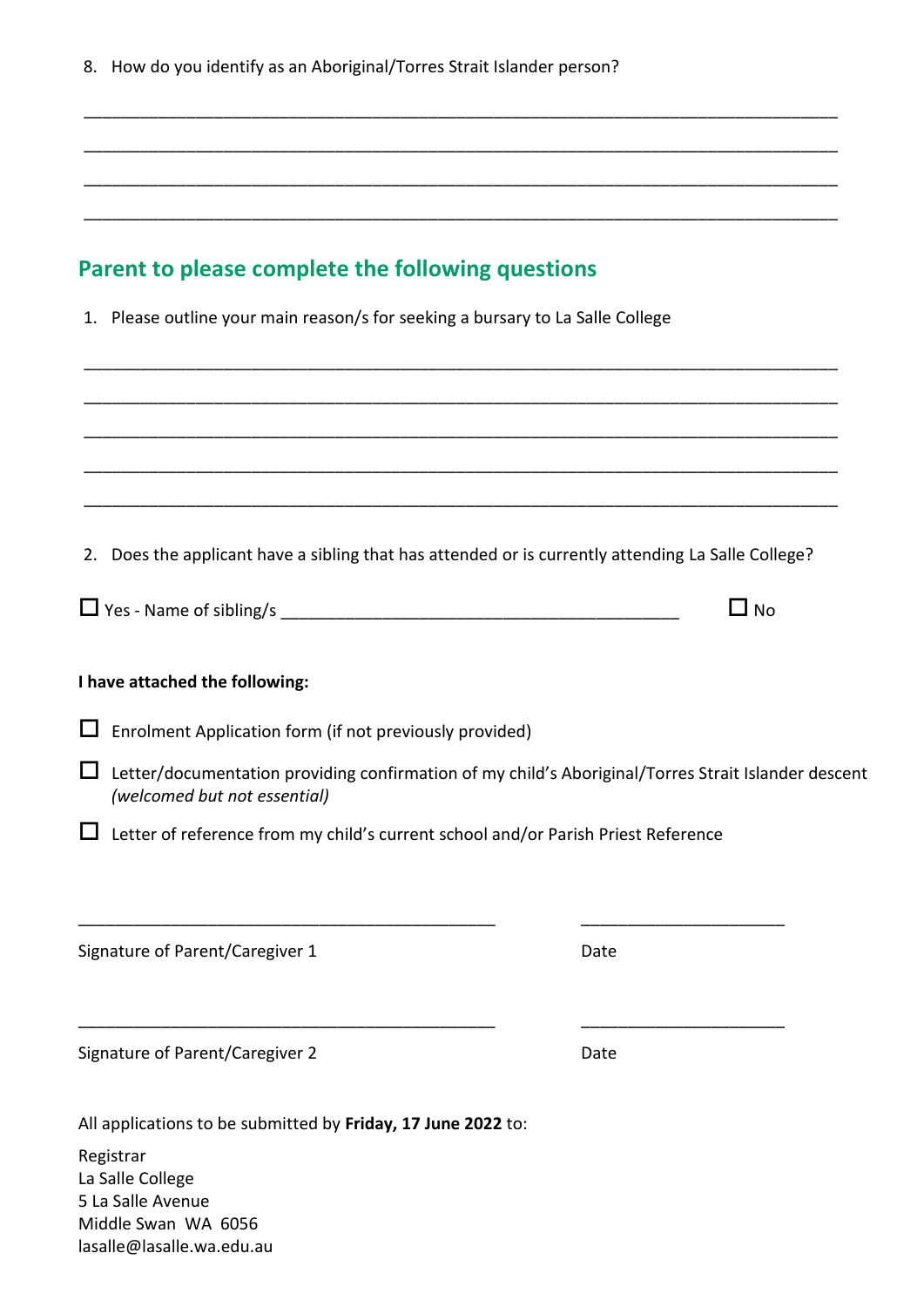8. How do you identify as an Aboriginal/Torres Strait Islander person?

\_\_\_\_\_\_\_\_\_\_\_\_\_\_\_\_\_\_\_\_\_\_\_\_\_\_\_\_\_\_\_\_\_\_\_\_\_\_\_\_\_\_\_\_\_\_\_\_\_\_\_\_\_\_\_\_\_\_\_\_\_\_\_\_\_\_\_\_\_\_\_\_\_\_\_\_\_\_\_\_

\_\_\_\_\_\_\_\_\_\_\_\_\_\_\_\_\_\_\_\_\_\_\_\_\_\_\_\_\_\_\_\_\_\_\_\_\_\_\_\_\_\_\_\_\_\_\_\_\_\_\_\_\_\_\_\_\_\_\_\_\_\_\_\_\_\_\_\_\_\_\_\_\_\_\_\_\_\_\_\_

\_\_\_\_\_\_\_\_\_\_\_\_\_\_\_\_\_\_\_\_\_\_\_\_\_\_\_\_\_\_\_\_\_\_\_\_\_\_\_\_\_\_\_\_\_\_\_\_\_\_\_\_\_\_\_\_\_\_\_\_\_\_\_\_\_\_\_\_\_\_\_\_\_\_\_\_\_\_\_\_

\_\_\_\_\_\_\_\_\_\_\_\_\_\_\_\_\_\_\_\_\_\_\_\_\_\_\_\_\_\_\_\_\_\_\_\_\_\_\_\_\_\_\_\_\_\_\_\_\_\_\_\_\_\_\_\_\_\_\_\_\_\_\_\_\_\_\_\_\_\_\_\_\_\_\_\_\_\_\_\_

## Parent to please complete the following questions

1. Please outline your main reason/s for seeking a bursary to La Salle College

\_\_\_\_\_\_\_\_\_\_\_\_\_\_\_\_\_\_\_\_\_\_\_\_\_\_\_\_\_\_\_\_\_\_\_\_\_\_\_\_\_\_\_\_\_\_\_\_\_\_\_\_\_\_\_\_\_\_\_\_\_\_\_\_\_\_\_\_\_\_\_\_\_\_\_\_\_\_\_\_

\_\_\_\_\_\_\_\_\_\_\_\_\_\_\_\_\_\_\_\_\_\_\_\_\_\_\_\_\_\_\_\_\_\_\_\_\_\_\_\_\_\_\_\_\_\_\_\_\_\_\_\_\_\_\_\_\_\_\_\_\_\_\_\_\_\_\_\_\_\_\_\_\_\_\_\_\_\_\_\_

\_\_\_\_\_\_\_\_\_\_\_\_\_\_\_\_\_\_\_\_\_\_\_\_\_\_\_\_\_\_\_\_\_\_\_\_\_\_\_\_\_\_\_\_\_\_\_\_\_\_\_\_\_\_\_\_\_\_\_\_\_\_\_\_\_\_\_\_\_\_\_\_\_\_\_\_\_\_\_\_

\_\_\_\_\_\_\_\_\_\_\_\_\_\_\_\_\_\_\_\_\_\_\_\_\_\_\_\_\_\_\_\_\_\_\_\_\_\_\_\_\_\_\_\_\_\_\_\_\_\_\_\_\_\_\_\_\_\_\_\_\_\_\_\_\_\_\_\_\_\_\_\_\_\_\_\_\_\_\_\_

\_\_\_\_\_\_\_\_\_\_\_\_\_\_\_\_\_\_\_\_\_\_\_\_\_\_\_\_\_\_\_\_\_\_\_\_\_\_\_\_\_\_\_\_\_\_\_\_\_\_\_\_\_\_\_\_\_\_\_\_\_\_\_\_\_\_\_\_\_\_\_\_\_\_\_\_\_\_\_\_

2. Does the applicant have a sibling that has attended or is currently attending La Salle College?

☐ Yes - Name of sibling/s \_\_\_\_\_\_\_\_\_\_\_\_\_\_\_\_\_\_\_\_\_\_\_\_\_\_\_\_\_\_\_\_\_\_\_\_\_\_\_\_\_\_\_\_ ☐ No

**I have attached the following:**

☐ Enrolment Application form (if not previously provided)

☐ Letter/documentation providing confirmation of my child's Aboriginal/Torres Strait Islander descent *(welcomed but not essential)*

☐ Letter of reference from my child's current school and/or Parish Priest Reference

\_\_\_\_\_\_\_\_\_\_\_\_\_\_\_\_\_\_\_\_\_\_\_\_\_\_\_\_\_\_\_\_\_\_\_\_\_\_\_\_\_\_\_\_\_\_ \_\_\_\_\_\_\_\_\_\_\_\_\_\_\_\_\_\_\_\_\_\_

Signature of Parent/Caregiver 1 Date

\_\_\_\_\_\_\_\_\_\_\_\_\_\_\_\_\_\_\_\_\_\_\_\_\_\_\_\_\_\_\_\_\_\_\_\_\_\_\_\_\_\_\_\_\_\_ \_\_\_\_\_\_\_\_\_\_\_\_\_\_\_\_\_\_\_\_\_\_

Signature of Parent/Caregiver 2 Date

All applications to be submitted by **Friday, 17 June 2022** to:

Registrar
La Salle College
5 La Salle Avenue
Middle Swan WA 6056
lasalle@lasalle.wa.edu.au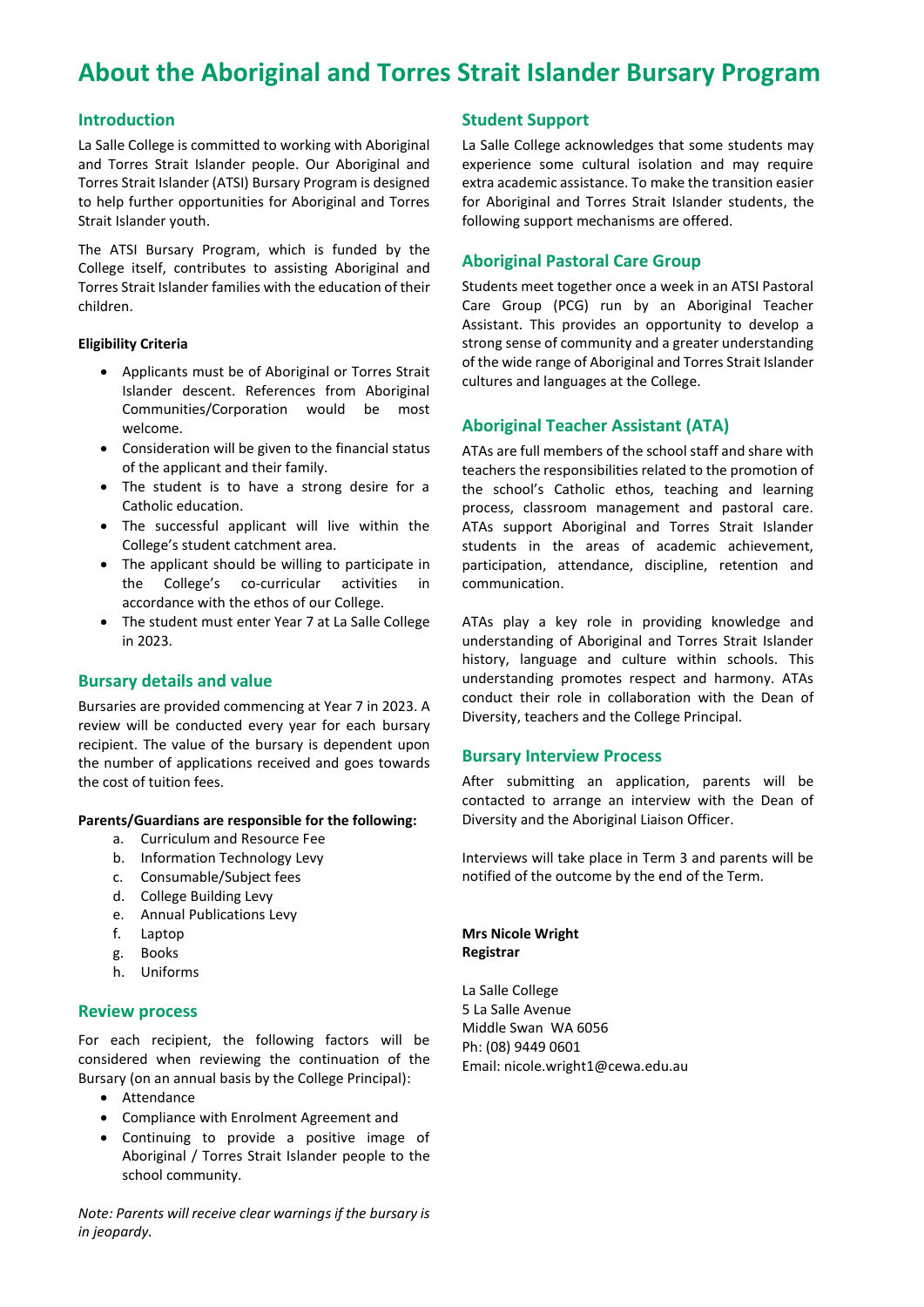# About the Aboriginal and Torres Strait Islander Bursary Program

## Introduction

La Salle College is committed to working with Aboriginal and Torres Strait Islander people. Our Aboriginal and Torres Strait Islander (ATSI) Bursary Program is designed to help further opportunities for Aboriginal and Torres Strait Islander youth.

The ATSI Bursary Program, which is funded by the College itself, contributes to assisting Aboriginal and Torres Strait Islander families with the education of their children.

**Eligibility Criteria**

- Applicants must be of Aboriginal or Torres Strait Islander descent. References from Aboriginal Communities/Corporation would be most welcome.
- Consideration will be given to the financial status of the applicant and their family.
- The student is to have a strong desire for a Catholic education.
- The successful applicant will live within the College's student catchment area.
- The applicant should be willing to participate in the College's co-curricular activities in accordance with the ethos of our College.
- The student must enter Year 7 at La Salle College in 2023.

## Bursary details and value

Bursaries are provided commencing at Year 7 in 2023. A review will be conducted every year for each bursary recipient. The value of the bursary is dependent upon the number of applications received and goes towards the cost of tuition fees.

**Parents/Guardians are responsible for the following:**

a. Curriculum and Resource Fee
b. Information Technology Levy
c. Consumable/Subject fees
d. College Building Levy
e. Annual Publications Levy
f. Laptop
g. Books
h. Uniforms

## Review process

For each recipient, the following factors will be considered when reviewing the continuation of the Bursary (on an annual basis by the College Principal):

- Attendance
- Compliance with Enrolment Agreement and
- Continuing to provide a positive image of Aboriginal / Torres Strait Islander people to the school community.

*Note: Parents will receive clear warnings if the bursary is in jeopardy.*

## Student Support

La Salle College acknowledges that some students may experience some cultural isolation and may require extra academic assistance. To make the transition easier for Aboriginal and Torres Strait Islander students, the following support mechanisms are offered.

## Aboriginal Pastoral Care Group

Students meet together once a week in an ATSI Pastoral Care Group (PCG) run by an Aboriginal Teacher Assistant. This provides an opportunity to develop a strong sense of community and a greater understanding of the wide range of Aboriginal and Torres Strait Islander cultures and languages at the College.

## Aboriginal Teacher Assistant (ATA)

ATAs are full members of the school staff and share with teachers the responsibilities related to the promotion of the school's Catholic ethos, teaching and learning process, classroom management and pastoral care. ATAs support Aboriginal and Torres Strait Islander students in the areas of academic achievement, participation, attendance, discipline, retention and communication.

ATAs play a key role in providing knowledge and understanding of Aboriginal and Torres Strait Islander history, language and culture within schools. This understanding promotes respect and harmony. ATAs conduct their role in collaboration with the Dean of Diversity, teachers and the College Principal.

## Bursary Interview Process

After submitting an application, parents will be contacted to arrange an interview with the Dean of Diversity and the Aboriginal Liaison Officer.

Interviews will take place in Term 3 and parents will be notified of the outcome by the end of the Term.

**Mrs Nicole Wright**
**Registrar**

La Salle College
5 La Salle Avenue
Middle Swan WA 6056
Ph: (08) 9449 0601
Email: nicole.wright1@cewa.edu.au